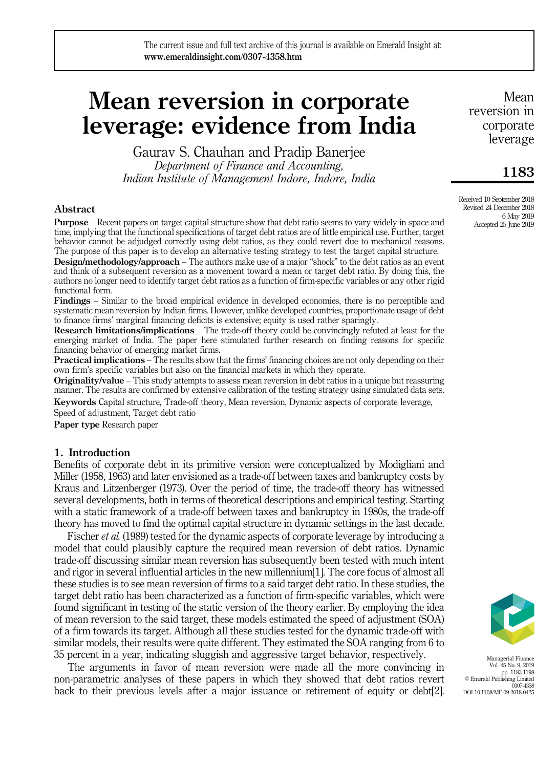# Mean reversion in corporate leverage: evidence from India

Gaurav S. Chauhan and Pradip Banerjee

*Department of Finance and Accounting, Indian Institute of Management Indore, Indore, India*

Received 10 September 2018
Revised 24 December 2018
6 May 2019
Accepted 25 June 2019

## Abstract

**Purpose** – Recent papers on target capital structure show that debt ratio seems to vary widely in space and time, implying that the functional specifications of target debt ratios are of little empirical use. Further, target behavior cannot be adjudged correctly using debt ratios, as they could revert due to mechanical reasons. The purpose of this paper is to develop an alternative testing strategy to test the target capital structure.

**Design/methodology/approach** – The authors make use of a major "shock" to the debt ratios as an event and think of a subsequent reversion as a movement toward a mean or target debt ratio. By doing this, the authors no longer need to identify target debt ratios as a function of firm-specific variables or any other rigid functional form.

**Findings** – Similar to the broad empirical evidence in developed economies, there is no perceptible and systematic mean reversion by Indian firms. However, unlike developed countries, proportionate usage of debt to finance firms' marginal financing deficits is extensive; equity is used rather sparingly.

**Research limitations/implications** – The trade-off theory could be convincingly refuted at least for the emerging market of India. The paper here stimulated further research on finding reasons for specific financing behavior of emerging market firms.

**Practical implications** – The results show that the firms' financing choices are not only depending on their own firm's specific variables but also on the financial markets in which they operate.

**Originality/value** – This study attempts to assess mean reversion in debt ratios in a unique but reassuring manner. The results are confirmed by extensive calibration of the testing strategy using simulated data sets.

**Keywords** Capital structure, Trade-off theory, Mean reversion, Dynamic aspects of corporate leverage, Speed of adjustment, Target debt ratio

**Paper type** Research paper

## 1. Introduction

Benefits of corporate debt in its primitive version were conceptualized by Modigliani and Miller (1958, 1963) and later envisioned as a trade-off between taxes and bankruptcy costs by Kraus and Litzenberger (1973). Over the period of time, the trade-off theory has witnessed several developments, both in terms of theoretical descriptions and empirical testing. Starting with a static framework of a trade-off between taxes and bankruptcy in 1980s, the trade-off theory has moved to find the optimal capital structure in dynamic settings in the last decade.

Fischer *et al.* (1989) tested for the dynamic aspects of corporate leverage by introducing a model that could plausibly capture the required mean reversion of debt ratios. Dynamic trade-off discussing similar mean reversion has subsequently been tested with much intent and rigor in several influential articles in the new millennium[1]. The core focus of almost all these studies is to see mean reversion of firms to a said target debt ratio. In these studies, the target debt ratio has been characterized as a function of firm-specific variables, which were found significant in testing of the static version of the theory earlier. By employing the idea of mean reversion to the said target, these models estimated the speed of adjustment (SOA) of a firm towards its target. Although all these studies tested for the dynamic trade-off with similar models, their results were quite different. They estimated the SOA ranging from 6 to 35 percent in a year, indicating sluggish and aggressive target behavior, respectively.

The arguments in favor of mean reversion were made all the more convincing in non-parametric analyses of these papers in which they showed that debt ratios revert back to their previous levels after a major issuance or retirement of equity or debt[2].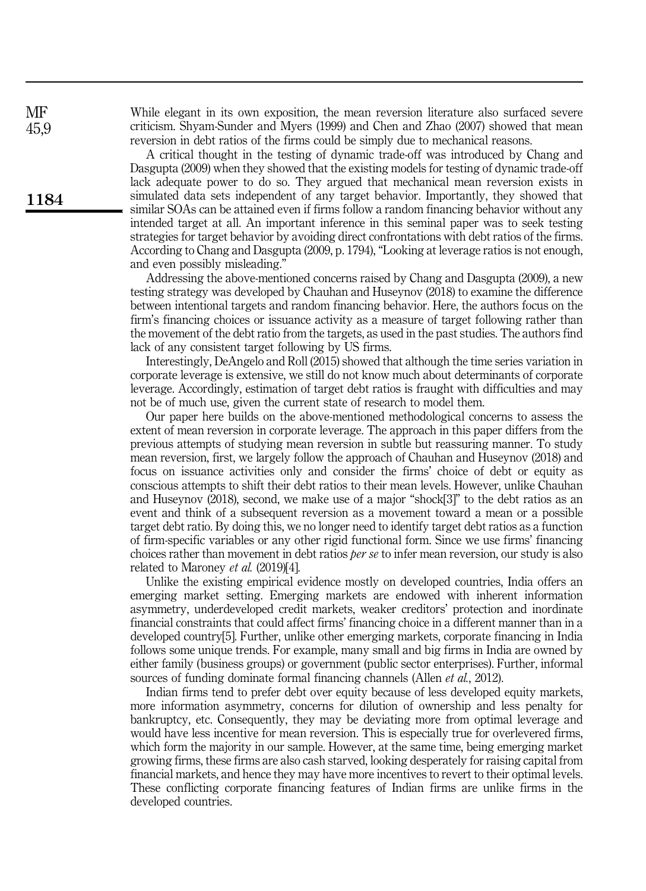While elegant in its own exposition, the mean reversion literature also surfaced severe criticism. Shyam-Sunder and Myers (1999) and Chen and Zhao (2007) showed that mean reversion in debt ratios of the firms could be simply due to mechanical reasons.

A critical thought in the testing of dynamic trade-off was introduced by Chang and Dasgupta (2009) when they showed that the existing models for testing of dynamic trade-off lack adequate power to do so. They argued that mechanical mean reversion exists in simulated data sets independent of any target behavior. Importantly, they showed that similar SOAs can be attained even if firms follow a random financing behavior without any intended target at all. An important inference in this seminal paper was to seek testing strategies for target behavior by avoiding direct confrontations with debt ratios of the firms. According to Chang and Dasgupta (2009, p. 1794), "Looking at leverage ratios is not enough, and even possibly misleading."

Addressing the above-mentioned concerns raised by Chang and Dasgupta (2009), a new testing strategy was developed by Chauhan and Huseynov (2018) to examine the difference between intentional targets and random financing behavior. Here, the authors focus on the firm's financing choices or issuance activity as a measure of target following rather than the movement of the debt ratio from the targets, as used in the past studies. The authors find lack of any consistent target following by US firms.

Interestingly, DeAngelo and Roll (2015) showed that although the time series variation in corporate leverage is extensive, we still do not know much about determinants of corporate leverage. Accordingly, estimation of target debt ratios is fraught with difficulties and may not be of much use, given the current state of research to model them.

Our paper here builds on the above-mentioned methodological concerns to assess the extent of mean reversion in corporate leverage. The approach in this paper differs from the previous attempts of studying mean reversion in subtle but reassuring manner. To study mean reversion, first, we largely follow the approach of Chauhan and Huseynov (2018) and focus on issuance activities only and consider the firms' choice of debt or equity as conscious attempts to shift their debt ratios to their mean levels. However, unlike Chauhan and Huseynov (2018), second, we make use of a major "shock[3]" to the debt ratios as an event and think of a subsequent reversion as a movement toward a mean or a possible target debt ratio. By doing this, we no longer need to identify target debt ratios as a function of firm-specific variables or any other rigid functional form. Since we use firms' financing choices rather than movement in debt ratios *per se* to infer mean reversion, our study is also related to Maroney *et al.* (2019)[4].

Unlike the existing empirical evidence mostly on developed countries, India offers an emerging market setting. Emerging markets are endowed with inherent information asymmetry, underdeveloped credit markets, weaker creditors' protection and inordinate financial constraints that could affect firms' financing choice in a different manner than in a developed country[5]. Further, unlike other emerging markets, corporate financing in India follows some unique trends. For example, many small and big firms in India are owned by either family (business groups) or government (public sector enterprises). Further, informal sources of funding dominate formal financing channels (Allen *et al.*, 2012).

Indian firms tend to prefer debt over equity because of less developed equity markets, more information asymmetry, concerns for dilution of ownership and less penalty for bankruptcy, etc. Consequently, they may be deviating more from optimal leverage and would have less incentive for mean reversion. This is especially true for overlevered firms, which form the majority in our sample. However, at the same time, being emerging market growing firms, these firms are also cash starved, looking desperately for raising capital from financial markets, and hence they may have more incentives to revert to their optimal levels. These conflicting corporate financing features of Indian firms are unlike firms in the developed countries.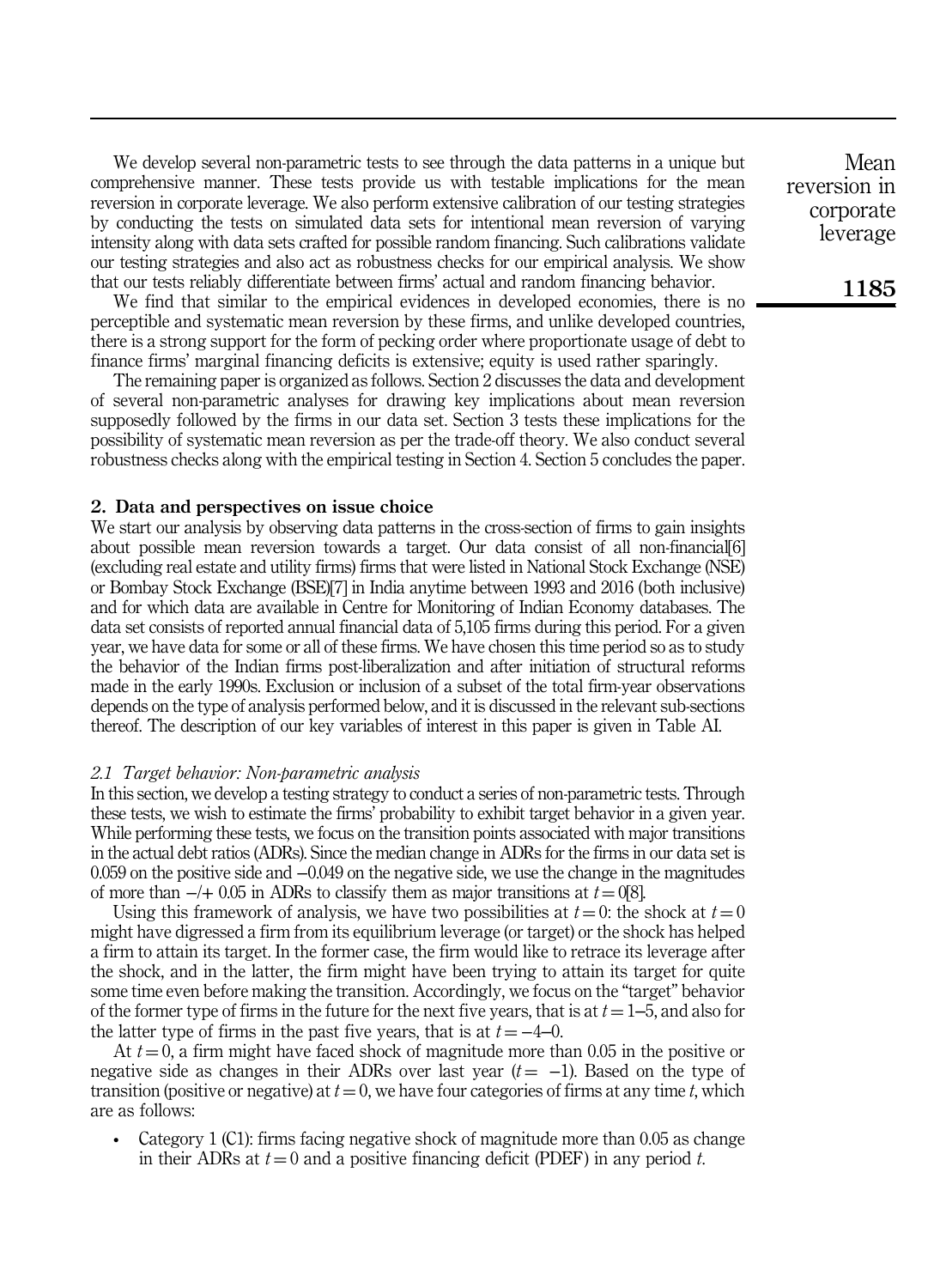We develop several non-parametric tests to see through the data patterns in a unique but comprehensive manner. These tests provide us with testable implications for the mean reversion in corporate leverage. We also perform extensive calibration of our testing strategies by conducting the tests on simulated data sets for intentional mean reversion of varying intensity along with data sets crafted for possible random financing. Such calibrations validate our testing strategies and also act as robustness checks for our empirical analysis. We show that our tests reliably differentiate between firms' actual and random financing behavior.

We find that similar to the empirical evidences in developed economies, there is no perceptible and systematic mean reversion by these firms, and unlike developed countries, there is a strong support for the form of pecking order where proportionate usage of debt to finance firms' marginal financing deficits is extensive; equity is used rather sparingly.

The remaining paper is organized as follows. Section 2 discusses the data and development of several non-parametric analyses for drawing key implications about mean reversion supposedly followed by the firms in our data set. Section 3 tests these implications for the possibility of systematic mean reversion as per the trade-off theory. We also conduct several robustness checks along with the empirical testing in Section 4. Section 5 concludes the paper.

## 2. Data and perspectives on issue choice

We start our analysis by observing data patterns in the cross-section of firms to gain insights about possible mean reversion towards a target. Our data consist of all non-financial[6] (excluding real estate and utility firms) firms that were listed in National Stock Exchange (NSE) or Bombay Stock Exchange (BSE)[7] in India anytime between 1993 and 2016 (both inclusive) and for which data are available in Centre for Monitoring of Indian Economy databases. The data set consists of reported annual financial data of 5,105 firms during this period. For a given year, we have data for some or all of these firms. We have chosen this time period so as to study the behavior of the Indian firms post-liberalization and after initiation of structural reforms made in the early 1990s. Exclusion or inclusion of a subset of the total firm-year observations depends on the type of analysis performed below, and it is discussed in the relevant sub-sections thereof. The description of our key variables of interest in this paper is given in Table AI.

### 2.1 Target behavior: Non-parametric analysis

In this section, we develop a testing strategy to conduct a series of non-parametric tests. Through these tests, we wish to estimate the firms' probability to exhibit target behavior in a given year. While performing these tests, we focus on the transition points associated with major transitions in the actual debt ratios (ADRs). Since the median change in ADRs for the firms in our data set is 0.059 on the positive side and −0.049 on the negative side, we use the change in the magnitudes of more than −/+ 0.05 in ADRs to classify them as major transitions at $t = 0$[8].

Using this framework of analysis, we have two possibilities at $t = 0$: the shock at $t = 0$ might have digressed a firm from its equilibrium leverage (or target) or the shock has helped a firm to attain its target. In the former case, the firm would like to retrace its leverage after the shock, and in the latter, the firm might have been trying to attain its target for quite some time even before making the transition. Accordingly, we focus on the "target" behavior of the former type of firms in the future for the next five years, that is at $t = 1$–$5$, and also for the latter type of firms in the past five years, that is at $t = -4$–$0$.

At $t = 0$, a firm might have faced shock of magnitude more than 0.05 in the positive or negative side as changes in their ADRs over last year ($t = -1$). Based on the type of transition (positive or negative) at $t = 0$, we have four categories of firms at any time $t$, which are as follows:

- Category 1 (C1): firms facing negative shock of magnitude more than 0.05 as change in their ADRs at $t = 0$ and a positive financing deficit (PDEF) in any period $t$.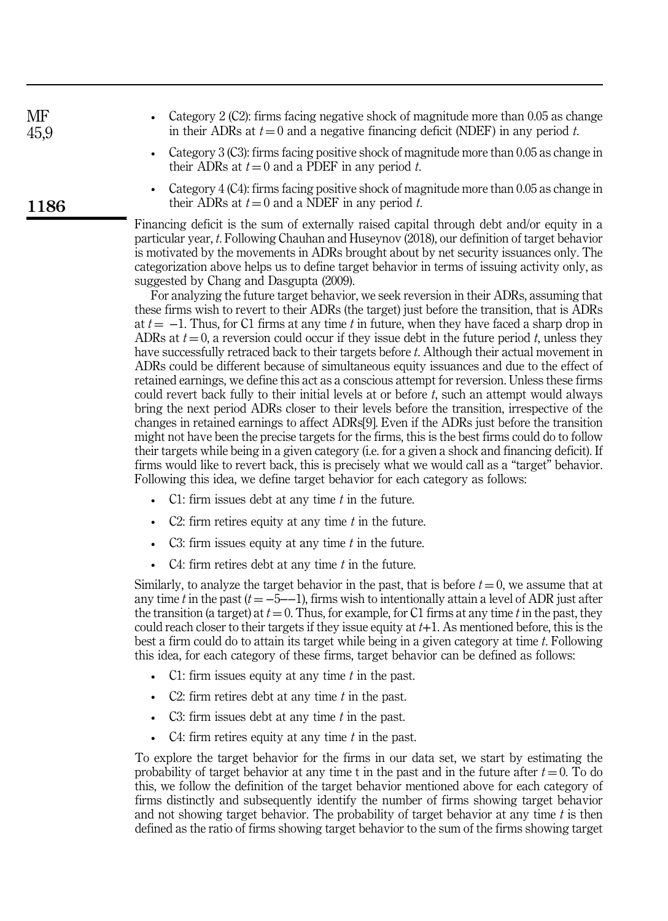- Category 2 (C2): firms facing negative shock of magnitude more than 0.05 as change in their ADRs at $t = 0$ and a negative financing deficit (NDEF) in any period $t$.
- Category 3 (C3): firms facing positive shock of magnitude more than 0.05 as change in their ADRs at $t = 0$ and a PDEF in any period $t$.
- Category 4 (C4): firms facing positive shock of magnitude more than 0.05 as change in their ADRs at $t = 0$ and a NDEF in any period $t$.

Financing deficit is the sum of externally raised capital through debt and/or equity in a particular year, $t$. Following Chauhan and Huseynov (2018), our definition of target behavior is motivated by the movements in ADRs brought about by net security issuances only. The categorization above helps us to define target behavior in terms of issuing activity only, as suggested by Chang and Dasgupta (2009).

For analyzing the future target behavior, we seek reversion in their ADRs, assuming that these firms wish to revert to their ADRs (the target) just before the transition, that is ADRs at $t = -1$. Thus, for C1 firms at any time $t$ in future, when they have faced a sharp drop in ADRs at $t = 0$, a reversion could occur if they issue debt in the future period $t$, unless they have successfully retraced back to their targets before $t$. Although their actual movement in ADRs could be different because of simultaneous equity issuances and due to the effect of retained earnings, we define this act as a conscious attempt for reversion. Unless these firms could revert back fully to their initial levels at or before $t$, such an attempt would always bring the next period ADRs closer to their levels before the transition, irrespective of the changes in retained earnings to affect ADRs[9]. Even if the ADRs just before the transition might not have been the precise targets for the firms, this is the best firms could do to follow their targets while being in a given category (i.e. for a given a shock and financing deficit). If firms would like to revert back, this is precisely what we would call as a "target" behavior. Following this idea, we define target behavior for each category as follows:

- C1: firm issues debt at any time $t$ in the future.
- C2: firm retires equity at any time $t$ in the future.
- C3: firm issues equity at any time $t$ in the future.
- C4: firm retires debt at any time $t$ in the future.

Similarly, to analyze the target behavior in the past, that is before $t = 0$, we assume that at any time $t$ in the past ($t = -5$–$-1$), firms wish to intentionally attain a level of ADR just after the transition (a target) at $t = 0$. Thus, for example, for C1 firms at any time $t$ in the past, they could reach closer to their targets if they issue equity at $t$+1. As mentioned before, this is the best a firm could do to attain its target while being in a given category at time $t$. Following this idea, for each category of these firms, target behavior can be defined as follows:

- C1: firm issues equity at any time $t$ in the past.
- C2: firm retires debt at any time $t$ in the past.
- C3: firm issues debt at any time $t$ in the past.
- C4: firm retires equity at any time $t$ in the past.

To explore the target behavior for the firms in our data set, we start by estimating the probability of target behavior at any time t in the past and in the future after $t = 0$. To do this, we follow the definition of the target behavior mentioned above for each category of firms distinctly and subsequently identify the number of firms showing target behavior and not showing target behavior. The probability of target behavior at any time $t$ is then defined as the ratio of firms showing target behavior to the sum of the firms showing target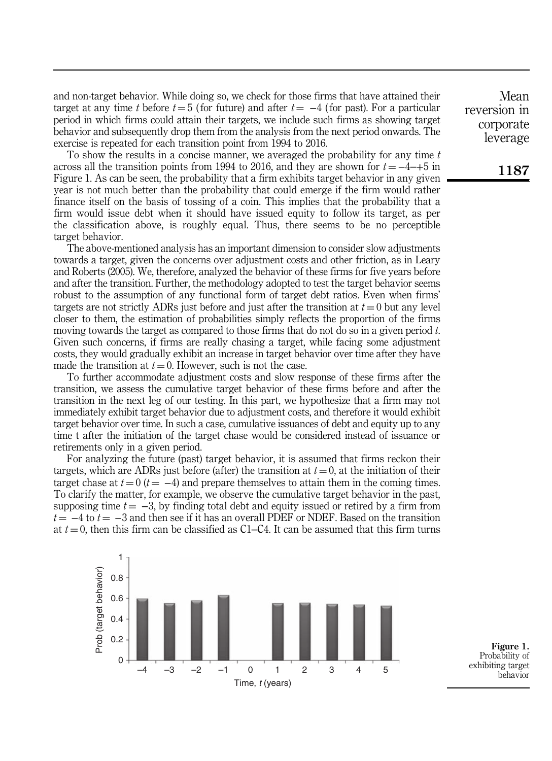and non-target behavior. While doing so, we check for those firms that have attained their target at any time $t$ before $t = 5$ (for future) and after $t = -4$ (for past). For a particular period in which firms could attain their targets, we include such firms as showing target behavior and subsequently drop them from the analysis from the next period onwards. The exercise is repeated for each transition point from 1994 to 2016.

To show the results in a concise manner, we averaged the probability for any time $t$ across all the transition points from 1994 to 2016, and they are shown for $t = -4$–$+5$ in Figure 1. As can be seen, the probability that a firm exhibits target behavior in any given year is not much better than the probability that could emerge if the firm would rather finance itself on the basis of tossing of a coin. This implies that the probability that a firm would issue debt when it should have issued equity to follow its target, as per the classification above, is roughly equal. Thus, there seems to be no perceptible target behavior.

The above-mentioned analysis has an important dimension to consider slow adjustments towards a target, given the concerns over adjustment costs and other friction, as in Leary and Roberts (2005). We, therefore, analyzed the behavior of these firms for five years before and after the transition. Further, the methodology adopted to test the target behavior seems robust to the assumption of any functional form of target debt ratios. Even when firms' targets are not strictly ADRs just before and just after the transition at $t = 0$ but any level closer to them, the estimation of probabilities simply reflects the proportion of the firms moving towards the target as compared to those firms that do not do so in a given period $t$. Given such concerns, if firms are really chasing a target, while facing some adjustment costs, they would gradually exhibit an increase in target behavior over time after they have made the transition at $t = 0$. However, such is not the case.

To further accommodate adjustment costs and slow response of these firms after the transition, we assess the cumulative target behavior of these firms before and after the transition in the next leg of our testing. In this part, we hypothesize that a firm may not immediately exhibit target behavior due to adjustment costs, and therefore it would exhibit target behavior over time. In such a case, cumulative issuances of debt and equity up to any time t after the initiation of the target chase would be considered instead of issuance or retirements only in a given period.

For analyzing the future (past) target behavior, it is assumed that firms reckon their targets, which are ADRs just before (after) the transition at $t = 0$, at the initiation of their target chase at $t = 0$ ($t = -4$) and prepare themselves to attain them in the coming times. To clarify the matter, for example, we observe the cumulative target behavior in the past, supposing time $t = -3$, by finding total debt and equity issued or retired by a firm from $t = -4$ to $t = -3$ and then see if it has an overall PDEF or NDEF. Based on the transition at $t = 0$, then this firm can be classified as C1–C4. It can be assumed that this firm turns

**Figure 1.** Probability of exhibiting target behavior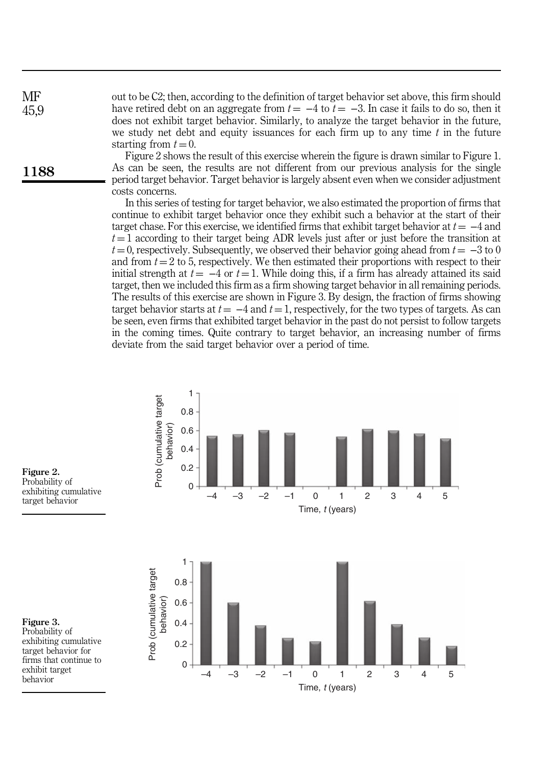out to be C2; then, according to the definition of target behavior set above, this firm should have retired debt on an aggregate from $t = -4$ to $t = -3$. In case it fails to do so, then it does not exhibit target behavior. Similarly, to analyze the target behavior in the future, we study net debt and equity issuances for each firm up to any time $t$ in the future starting from $t = 0$.

Figure 2 shows the result of this exercise wherein the figure is drawn similar to Figure 1. As can be seen, the results are not different from our previous analysis for the single period target behavior. Target behavior is largely absent even when we consider adjustment costs concerns.

In this series of testing for target behavior, we also estimated the proportion of firms that continue to exhibit target behavior once they exhibit such a behavior at the start of their target chase. For this exercise, we identified firms that exhibit target behavior at $t = -4$ and $t = 1$ according to their target being ADR levels just after or just before the transition at $t = 0$, respectively. Subsequently, we observed their behavior going ahead from $t = -3$ to 0 and from $t = 2$ to 5, respectively. We then estimated their proportions with respect to their initial strength at $t = -4$ or $t = 1$. While doing this, if a firm has already attained its said target, then we included this firm as a firm showing target behavior in all remaining periods. The results of this exercise are shown in Figure 3. By design, the fraction of firms showing target behavior starts at $t = -4$ and $t = 1$, respectively, for the two types of targets. As can be seen, even firms that exhibited target behavior in the past do not persist to follow targets in the coming times. Quite contrary to target behavior, an increasing number of firms deviate from the said target behavior over a period of time.

**Figure 2.** Probability of exhibiting cumulative target behavior

**Figure 3.** Probability of exhibiting cumulative target behavior for firms that continue to exhibit target behavior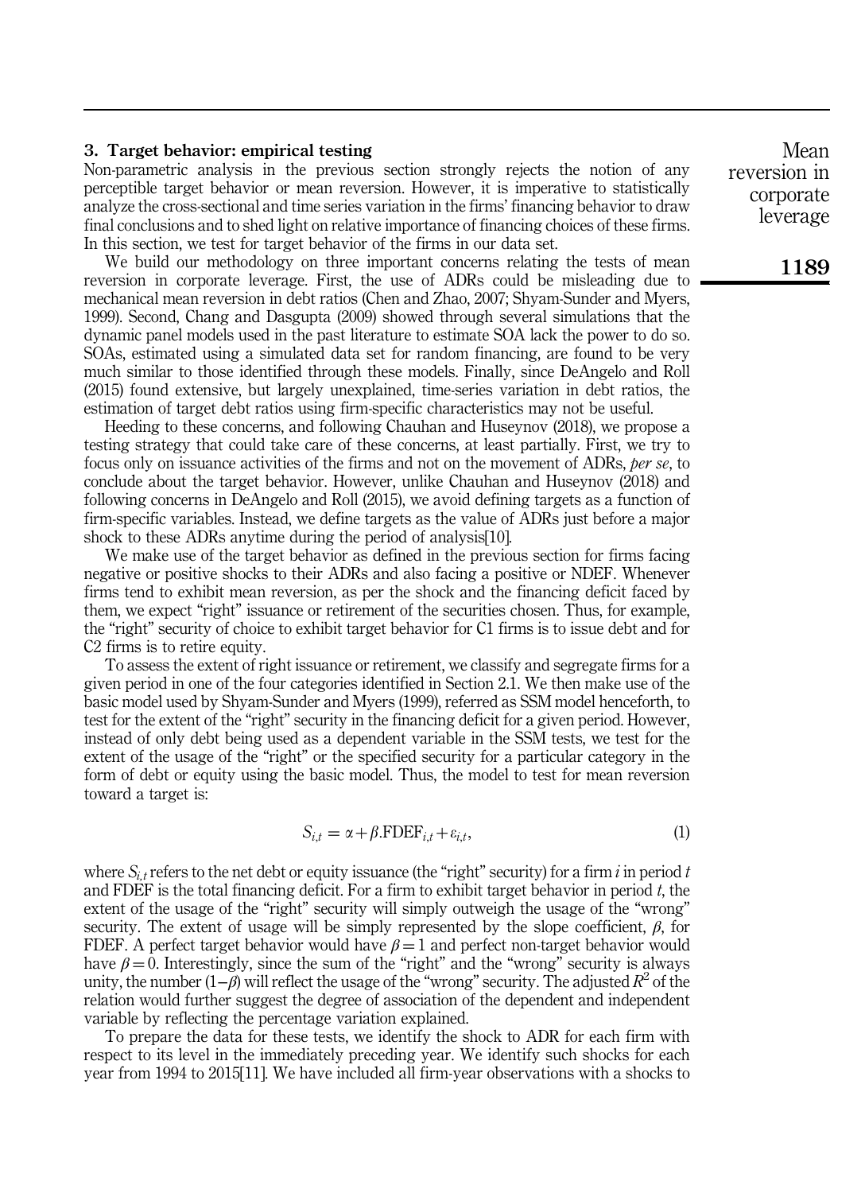## 3. Target behavior: empirical testing

Non-parametric analysis in the previous section strongly rejects the notion of any perceptible target behavior or mean reversion. However, it is imperative to statistically analyze the cross-sectional and time series variation in the firms' financing behavior to draw final conclusions and to shed light on relative importance of financing choices of these firms. In this section, we test for target behavior of the firms in our data set.

We build our methodology on three important concerns relating the tests of mean reversion in corporate leverage. First, the use of ADRs could be misleading due to mechanical mean reversion in debt ratios (Chen and Zhao, 2007; Shyam-Sunder and Myers, 1999). Second, Chang and Dasgupta (2009) showed through several simulations that the dynamic panel models used in the past literature to estimate SOA lack the power to do so. SOAs, estimated using a simulated data set for random financing, are found to be very much similar to those identified through these models. Finally, since DeAngelo and Roll (2015) found extensive, but largely unexplained, time-series variation in debt ratios, the estimation of target debt ratios using firm-specific characteristics may not be useful.

Heeding to these concerns, and following Chauhan and Huseynov (2018), we propose a testing strategy that could take care of these concerns, at least partially. First, we try to focus only on issuance activities of the firms and not on the movement of ADRs, *per se*, to conclude about the target behavior. However, unlike Chauhan and Huseynov (2018) and following concerns in DeAngelo and Roll (2015), we avoid defining targets as a function of firm-specific variables. Instead, we define targets as the value of ADRs just before a major shock to these ADRs anytime during the period of analysis[10].

We make use of the target behavior as defined in the previous section for firms facing negative or positive shocks to their ADRs and also facing a positive or NDEF. Whenever firms tend to exhibit mean reversion, as per the shock and the financing deficit faced by them, we expect "right" issuance or retirement of the securities chosen. Thus, for example, the "right" security of choice to exhibit target behavior for C1 firms is to issue debt and for C2 firms is to retire equity.

To assess the extent of right issuance or retirement, we classify and segregate firms for a given period in one of the four categories identified in Section 2.1. We then make use of the basic model used by Shyam-Sunder and Myers (1999), referred as SSM model henceforth, to test for the extent of the "right" security in the financing deficit for a given period. However, instead of only debt being used as a dependent variable in the SSM tests, we test for the extent of the usage of the "right" or the specified security for a particular category in the form of debt or equity using the basic model. Thus, the model to test for mean reversion toward a target is:

$$S_{i,t} = \alpha + \beta.\text{FDEF}_{i,t} + \varepsilon_{i,t}, \tag{1}$$

where $S_{i,t}$ refers to the net debt or equity issuance (the "right" security) for a firm $i$ in period $t$ and FDEF is the total financing deficit. For a firm to exhibit target behavior in period $t$, the extent of the usage of the "right" security will simply outweigh the usage of the "wrong" security. The extent of usage will be simply represented by the slope coefficient, $\beta$, for FDEF. A perfect target behavior would have $\beta = 1$ and perfect non-target behavior would have $\beta = 0$. Interestingly, since the sum of the "right" and the "wrong" security is always unity, the number $(1-\beta)$ will reflect the usage of the "wrong" security. The adjusted $R^2$ of the relation would further suggest the degree of association of the dependent and independent variable by reflecting the percentage variation explained.

To prepare the data for these tests, we identify the shock to ADR for each firm with respect to its level in the immediately preceding year. We identify such shocks for each year from 1994 to 2015[11]. We have included all firm-year observations with a shocks to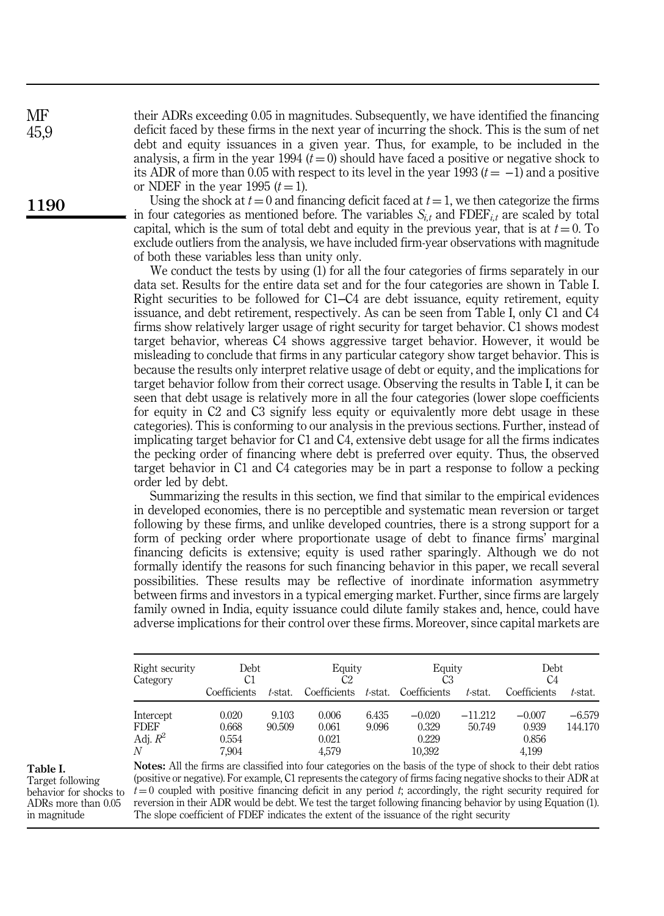their ADRs exceeding 0.05 in magnitudes. Subsequently, we have identified the financing deficit faced by these firms in the next year of incurring the shock. This is the sum of net debt and equity issuances in a given year. Thus, for example, to be included in the analysis, a firm in the year 1994 ($t = 0$) should have faced a positive or negative shock to its ADR of more than 0.05 with respect to its level in the year 1993 ($t = -1$) and a positive or NDEF in the year 1995 ($t = 1$).

Using the shock at $t = 0$ and financing deficit faced at $t = 1$, we then categorize the firms in four categories as mentioned before. The variables $S_{i,t}$ and $\text{FDEF}_{i,t}$ are scaled by total capital, which is the sum of total debt and equity in the previous year, that is at $t = 0$. To exclude outliers from the analysis, we have included firm-year observations with magnitude of both these variables less than unity only.

We conduct the tests by using (1) for all the four categories of firms separately in our data set. Results for the entire data set and for the four categories are shown in Table I. Right securities to be followed for C1–C4 are debt issuance, equity retirement, equity issuance, and debt retirement, respectively. As can be seen from Table I, only C1 and C4 firms show relatively larger usage of right security for target behavior. C1 shows modest target behavior, whereas C4 shows aggressive target behavior. However, it would be misleading to conclude that firms in any particular category show target behavior. This is because the results only interpret relative usage of debt or equity, and the implications for target behavior follow from their correct usage. Observing the results in Table I, it can be seen that debt usage is relatively more in all the four categories (lower slope coefficients for equity in C2 and C3 signify less equity or equivalently more debt usage in these categories). This is conforming to our analysis in the previous sections. Further, instead of implicating target behavior for C1 and C4, extensive debt usage for all the firms indicates the pecking order of financing where debt is preferred over equity. Thus, the observed target behavior in C1 and C4 categories may be in part a response to follow a pecking order led by debt.

Summarizing the results in this section, we find that similar to the empirical evidences in developed economies, there is no perceptible and systematic mean reversion or target following by these firms, and unlike developed countries, there is a strong support for a form of pecking order where proportionate usage of debt to finance firms' marginal financing deficits is extensive; equity is used rather sparingly. Although we do not formally identify the reasons for such financing behavior in this paper, we recall several possibilities. These results may be reflective of inordinate information asymmetry between firms and investors in a typical emerging market. Further, since firms are largely family owned in India, equity issuance could dilute family stakes and, hence, could have adverse implications for their control over these firms. Moreover, since capital markets are

**Table I.** Target following behavior for shocks to ADRs more than 0.05 in magnitude

| Right security | Debt | | Equity | | Equity | | Debt | |
|---|---|---|---|---|---|---|---|---|
| Category | C1 | | C2 | | C3 | | C4 | |
| | Coefficients | *t*-stat. | Coefficients | *t*-stat. | Coefficients | *t*-stat. | Coefficients | *t*-stat. |
| Intercept | 0.020 | 9.103 | 0.006 | 6.435 | −0.020 | −11.212 | −0.007 | −6.579 |
| FDEF | 0.668 | 90.509 | 0.061 | 9.096 | 0.329 | 50.749 | 0.939 | 144.170 |
| Adj. $R^2$ | 0.554 | | 0.021 | | 0.229 | | 0.856 | |
| $N$ | 7,904 | | 4,579 | | 10,392 | | 4,199 | |

**Notes:** All the firms are classified into four categories on the basis of the type of shock to their debt ratios (positive or negative). For example, C1 represents the category of firms facing negative shocks to their ADR at $t = 0$ coupled with positive financing deficit in any period $t$; accordingly, the right security required for reversion in their ADR would be debt. We test the target following financing behavior by using Equation (1). The slope coefficient of FDEF indicates the extent of the issuance of the right security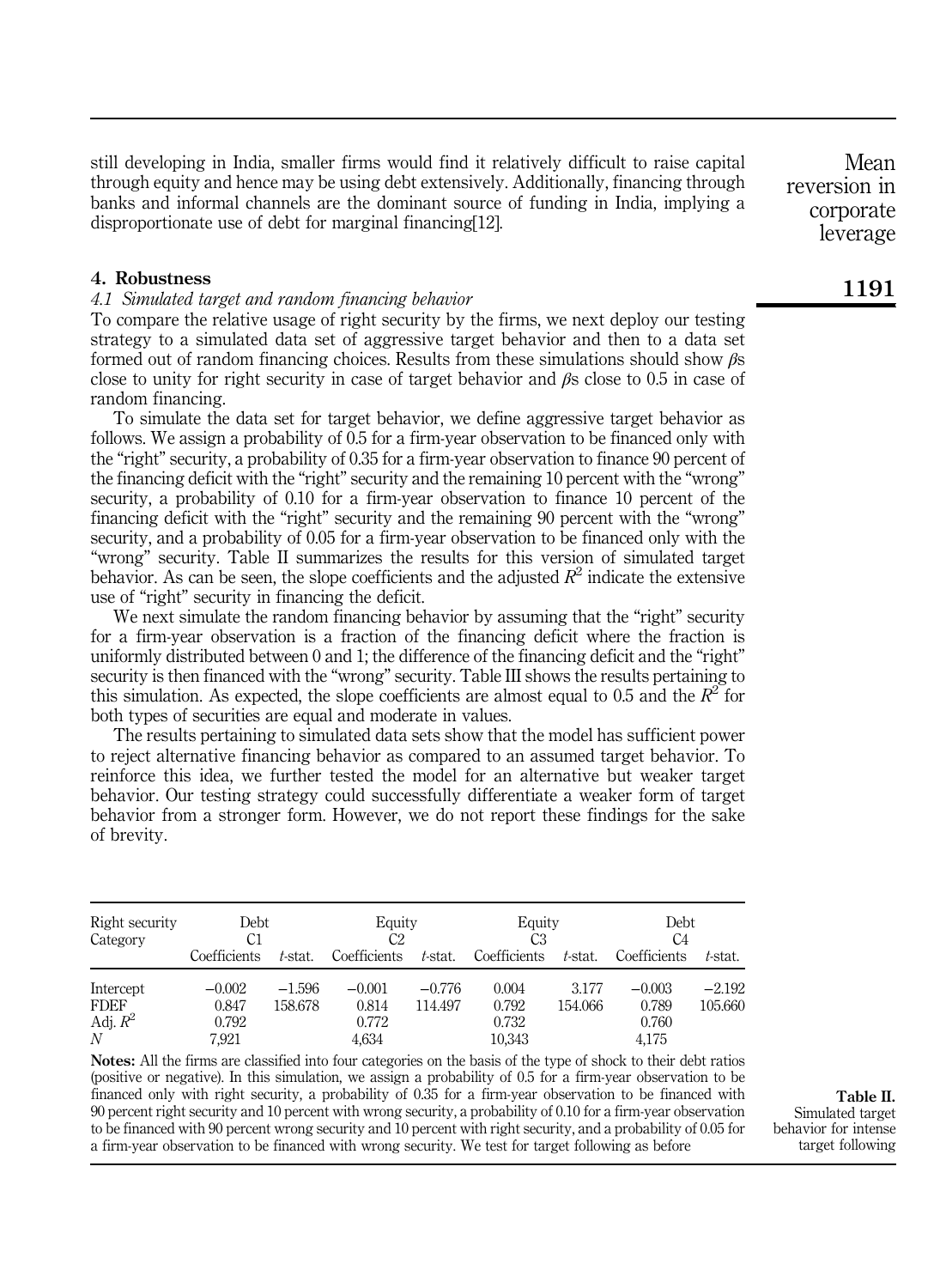still developing in India, smaller firms would find it relatively difficult to raise capital through equity and hence may be using debt extensively. Additionally, financing through banks and informal channels are the dominant source of funding in India, implying a disproportionate use of debt for marginal financing[12].

## 4. Robustness

### *4.1 Simulated target and random financing behavior*

To compare the relative usage of right security by the firms, we next deploy our testing strategy to a simulated data set of aggressive target behavior and then to a data set formed out of random financing choices. Results from these simulations should show $\beta$s close to unity for right security in case of target behavior and $\beta$s close to 0.5 in case of random financing.

To simulate the data set for target behavior, we define aggressive target behavior as follows. We assign a probability of 0.5 for a firm-year observation to be financed only with the "right" security, a probability of 0.35 for a firm-year observation to finance 90 percent of the financing deficit with the "right" security and the remaining 10 percent with the "wrong" security, a probability of 0.10 for a firm-year observation to finance 10 percent of the financing deficit with the "right" security and the remaining 90 percent with the "wrong" security, and a probability of 0.05 for a firm-year observation to be financed only with the "wrong" security. Table II summarizes the results for this version of simulated target behavior. As can be seen, the slope coefficients and the adjusted $R^2$ indicate the extensive use of "right" security in financing the deficit.

We next simulate the random financing behavior by assuming that the "right" security for a firm-year observation is a fraction of the financing deficit where the fraction is uniformly distributed between 0 and 1; the difference of the financing deficit and the "right" security is then financed with the "wrong" security. Table III shows the results pertaining to this simulation. As expected, the slope coefficients are almost equal to 0.5 and the $R^2$ for both types of securities are equal and moderate in values.

The results pertaining to simulated data sets show that the model has sufficient power to reject alternative financing behavior as compared to an assumed target behavior. To reinforce this idea, we further tested the model for an alternative but weaker target behavior. Our testing strategy could successfully differentiate a weaker form of target behavior from a stronger form. However, we do not report these findings for the sake of brevity.

**Table II.** Simulated target behavior for intense target following

| Right security | Debt | | Equity | | Equity | | Debt | |
|---|---|---|---|---|---|---|---|---|
| Category | C1 | | C2 | | C3 | | C4 | |
| | Coefficients | *t*-stat. | Coefficients | *t*-stat. | Coefficients | *t*-stat. | Coefficients | *t*-stat. |
| Intercept | −0.002 | −1.596 | −0.001 | −0.776 | 0.004 | 3.177 | −0.003 | −2.192 |
| FDEF | 0.847 | 158.678 | 0.814 | 114.497 | 0.792 | 154.066 | 0.789 | 105.660 |
| Adj. $R^2$ | 0.792 | | 0.772 | | 0.732 | | 0.760 | |
| $N$ | 7,921 | | 4,634 | | 10,343 | | 4,175 | |

**Notes:** All the firms are classified into four categories on the basis of the type of shock to their debt ratios (positive or negative). In this simulation, we assign a probability of 0.5 for a firm-year observation to be financed only with right security, a probability of 0.35 for a firm-year observation to be financed with 90 percent right security and 10 percent with wrong security, a probability of 0.10 for a firm-year observation to be financed with 90 percent wrong security and 10 percent with right security, and a probability of 0.05 for a firm-year observation to be financed with wrong security. We test for target following as before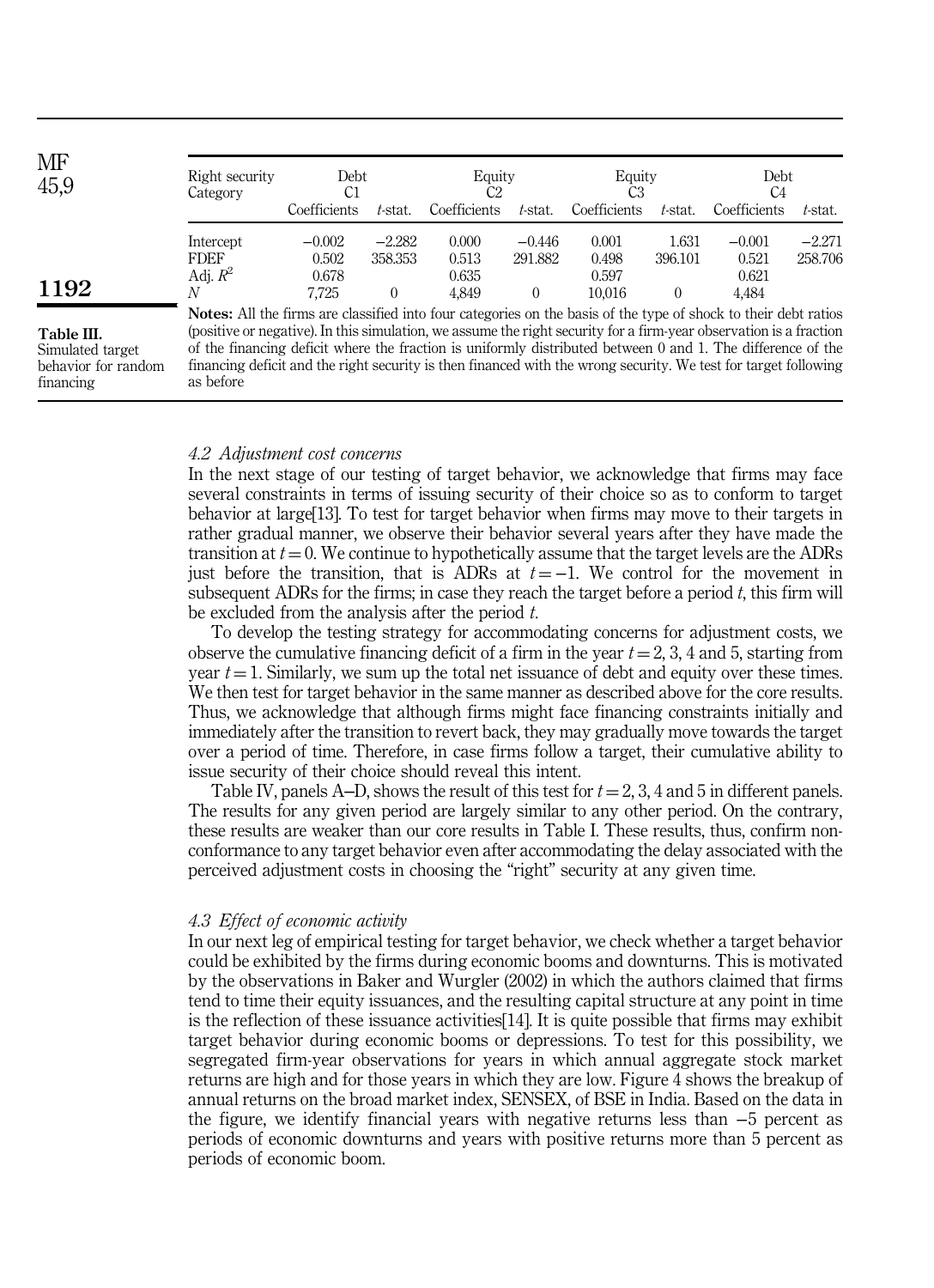**Table III.** Simulated target behavior for random financing

| Right security | Debt | | Equity | | Equity | | Debt | |
|---|---|---|---|---|---|---|---|---|
| Category | C1 | | C2 | | C3 | | C4 | |
| | Coefficients | *t*-stat. | Coefficients | *t*-stat. | Coefficients | *t*-stat. | Coefficients | *t*-stat. |
| Intercept | −0.002 | −2.282 | 0.000 | −0.446 | 0.001 | 1.631 | −0.001 | −2.271 |
| FDEF | 0.502 | 358.353 | 0.513 | 291.882 | 0.498 | 396.101 | 0.521 | 258.706 |
| Adj. $R^2$ | 0.678 | | 0.635 | | 0.597 | | 0.621 | |
| $N$ | 7,725 | 0 | 4,849 | 0 | 10,016 | 0 | 4,484 | |

**Notes:** All the firms are classified into four categories on the basis of the type of shock to their debt ratios (positive or negative). In this simulation, we assume the right security for a firm-year observation is a fraction of the financing deficit where the fraction is uniformly distributed between 0 and 1. The difference of the financing deficit and the right security is then financed with the wrong security. We test for target following as before

### *4.2 Adjustment cost concerns*

In the next stage of our testing of target behavior, we acknowledge that firms may face several constraints in terms of issuing security of their choice so as to conform to target behavior at large[13]. To test for target behavior when firms may move to their targets in rather gradual manner, we observe their behavior several years after they have made the transition at $t = 0$. We continue to hypothetically assume that the target levels are the ADRs just before the transition, that is ADRs at $t = -1$. We control for the movement in subsequent ADRs for the firms; in case they reach the target before a period $t$, this firm will be excluded from the analysis after the period $t$.

To develop the testing strategy for accommodating concerns for adjustment costs, we observe the cumulative financing deficit of a firm in the year $t = 2$, 3, 4 and 5, starting from year $t = 1$. Similarly, we sum up the total net issuance of debt and equity over these times. We then test for target behavior in the same manner as described above for the core results. Thus, we acknowledge that although firms might face financing constraints initially and immediately after the transition to revert back, they may gradually move towards the target over a period of time. Therefore, in case firms follow a target, their cumulative ability to issue security of their choice should reveal this intent.

Table IV, panels A–D, shows the result of this test for $t = 2$, 3, 4 and 5 in different panels. The results for any given period are largely similar to any other period. On the contrary, these results are weaker than our core results in Table I. These results, thus, confirm non-conformance to any target behavior even after accommodating the delay associated with the perceived adjustment costs in choosing the "right" security at any given time.

### *4.3 Effect of economic activity*

In our next leg of empirical testing for target behavior, we check whether a target behavior could be exhibited by the firms during economic booms and downturns. This is motivated by the observations in Baker and Wurgler (2002) in which the authors claimed that firms tend to time their equity issuances, and the resulting capital structure at any point in time is the reflection of these issuance activities[14]. It is quite possible that firms may exhibit target behavior during economic booms or depressions. To test for this possibility, we segregated firm-year observations for years in which annual aggregate stock market returns are high and for those years in which they are low. Figure 4 shows the breakup of annual returns on the broad market index, SENSEX, of BSE in India. Based on the data in the figure, we identify financial years with negative returns less than −5 percent as periods of economic downturns and years with positive returns more than 5 percent as periods of economic boom.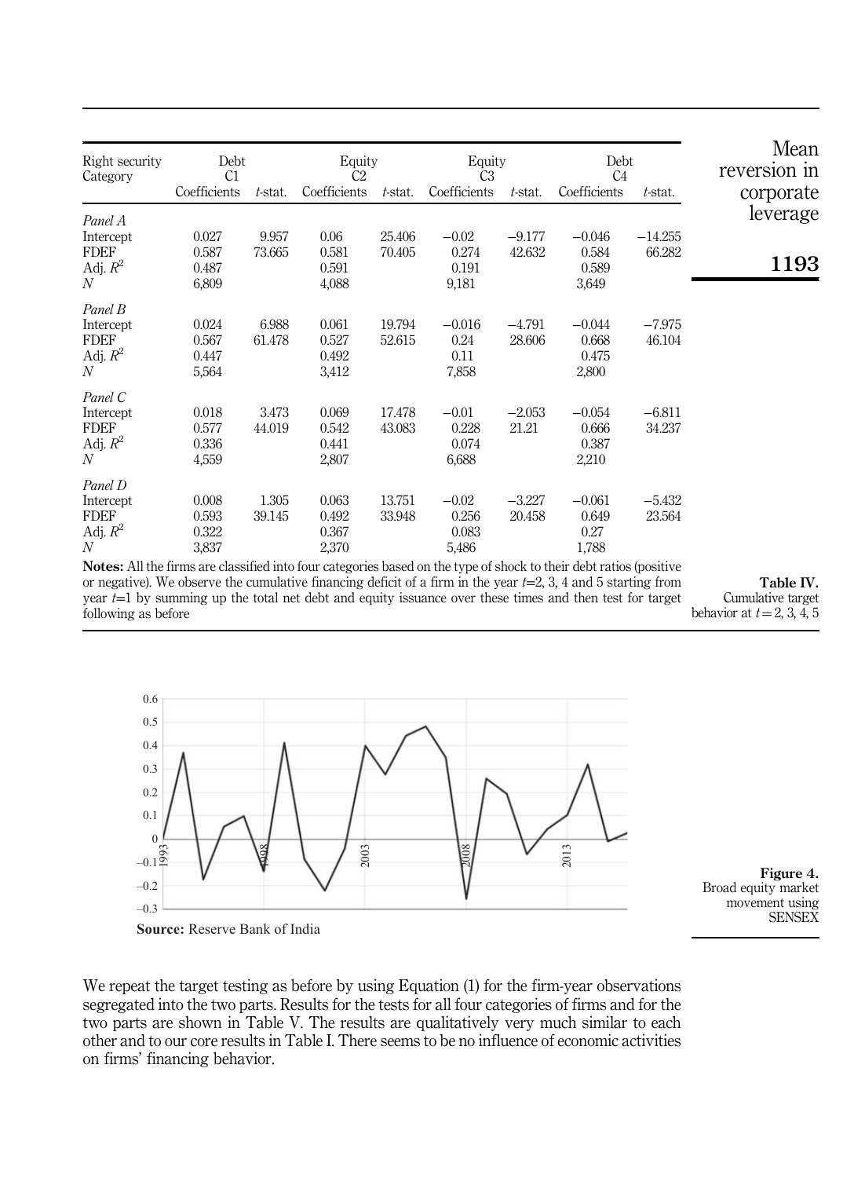**Table IV.** Cumulative target behavior at $t = 2, 3, 4, 5$

| Right security | Debt | | Equity | | Equity | | Debt | |
|---|---|---|---|---|---|---|---|---|
| Category | C1 | | C2 | | C3 | | C4 | |
| | Coefficients | *t*-stat. | Coefficients | *t*-stat. | Coefficients | *t*-stat. | Coefficients | *t*-stat. |
| *Panel A* | | | | | | | | |
| Intercept | 0.027 | 9.957 | 0.06 | 25.406 | −0.02 | −9.177 | −0.046 | −14.255 |
| FDEF | 0.587 | 73.665 | 0.581 | 70.405 | 0.274 | 42.632 | 0.584 | 66.282 |
| Adj. $R^2$ | 0.487 | | 0.591 | | 0.191 | | 0.589 | |
| $N$ | 6,809 | | 4,088 | | 9,181 | | 3,649 | |
| *Panel B* | | | | | | | | |
| Intercept | 0.024 | 6.988 | 0.061 | 19.794 | −0.016 | −4.791 | −0.044 | −7.975 |
| FDEF | 0.567 | 61.478 | 0.527 | 52.615 | 0.24 | 28.606 | 0.668 | 46.104 |
| Adj. $R^2$ | 0.447 | | 0.492 | | 0.11 | | 0.475 | |
| $N$ | 5,564 | | 3,412 | | 7,858 | | 2,800 | |
| *Panel C* | | | | | | | | |
| Intercept | 0.018 | 3.473 | 0.069 | 17.478 | −0.01 | −2.053 | −0.054 | −6.811 |
| FDEF | 0.577 | 44.019 | 0.542 | 43.083 | 0.228 | 21.21 | 0.666 | 34.237 |
| Adj. $R^2$ | 0.336 | | 0.441 | | 0.074 | | 0.387 | |
| $N$ | 4,559 | | 2,807 | | 6,688 | | 2,210 | |
| *Panel D* | | | | | | | | |
| Intercept | 0.008 | 1.305 | 0.063 | 13.751 | −0.02 | −3.227 | −0.061 | −5.432 |
| FDEF | 0.593 | 39.145 | 0.492 | 33.948 | 0.256 | 20.458 | 0.649 | 23.564 |
| Adj. $R^2$ | 0.322 | | 0.367 | | 0.083 | | 0.27 | |
| $N$ | 3,837 | | 2,370 | | 5,486 | | 1,788 | |

**Notes:** All the firms are classified into four categories based on the type of shock to their debt ratios (positive or negative). We observe the cumulative financing deficit of a firm in the year $t$=2, 3, 4 and 5 starting from year $t$=1 by summing up the total net debt and equity issuance over these times and then test for target following as before

**Source:** Reserve Bank of India

**Figure 4.** Broad equity market movement using SENSEX

We repeat the target testing as before by using Equation (1) for the firm-year observations segregated into the two parts. Results for the tests for all four categories of firms and for the two parts are shown in Table V. The results are qualitatively very much similar to each other and to our core results in Table I. There seems to be no influence of economic activities on firms' financing behavior.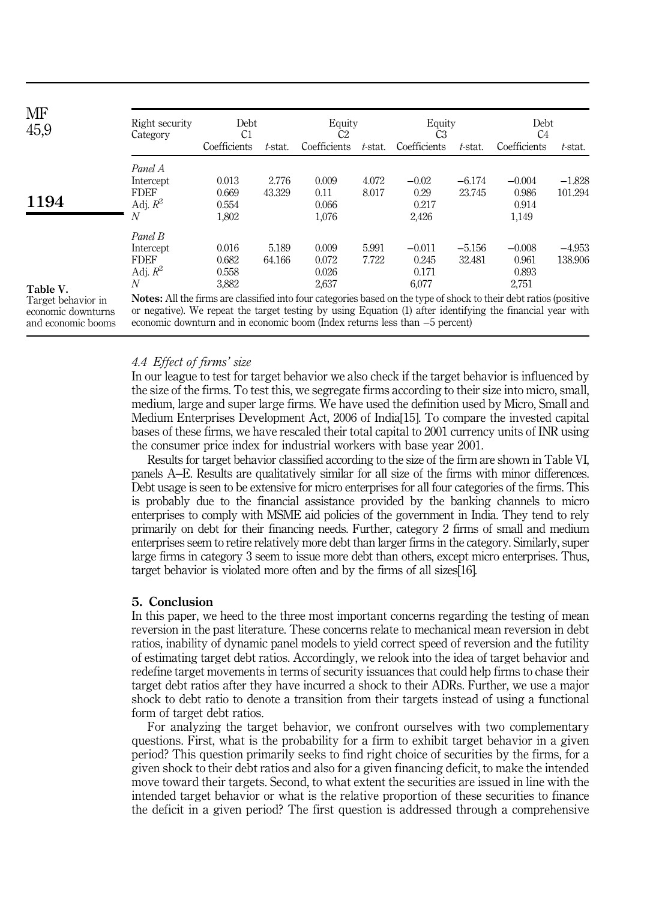| Right security | Debt | | Equity | | Equity | | Debt | |
|---|---|---|---|---|---|---|---|---|
| Category | C1 | | C2 | | C3 | | C4 | |
| | Coefficients | *t*-stat. | Coefficients | *t*-stat. | Coefficients | *t*-stat. | Coefficients | *t*-stat. |
| *Panel A* | | | | | | | | |
| Intercept | 0.013 | 2.776 | 0.009 | 4.072 | −0.02 | −6.174 | −0.004 | −1.828 |
| FDEF | 0.669 | 43.329 | 0.11 | 8.017 | 0.29 | 23.745 | 0.986 | 101.294 |
| Adj. $R^2$ | 0.554 | | 0.066 | | 0.217 | | 0.914 | |
| *N* | 1,802 | | 1,076 | | 2,426 | | 1,149 | |
| *Panel B* | | | | | | | | |
| Intercept | 0.016 | 5.189 | 0.009 | 5.991 | −0.011 | −5.156 | −0.008 | −4.953 |
| FDEF | 0.682 | 64.166 | 0.072 | 7.722 | 0.245 | 32.481 | 0.961 | 138.906 |
| Adj. $R^2$ | 0.558 | | 0.026 | | 0.171 | | 0.893 | |
| *N* | 3,882 | | 2,637 | | 6,077 | | 2,751 | |

**Notes:** All the firms are classified into four categories based on the type of shock to their debt ratios (positive or negative). We repeat the target testing by using Equation (1) after identifying the financial year with economic downturn and in economic boom (Index returns less than −5 percent)

**Table V.** Target behavior in economic downturns and economic booms

### 4.4 Effect of firms' size

In our league to test for target behavior we also check if the target behavior is influenced by the size of the firms. To test this, we segregate firms according to their size into micro, small, medium, large and super large firms. We have used the definition used by Micro, Small and Medium Enterprises Development Act, 2006 of India[15]. To compare the invested capital bases of these firms, we have rescaled their total capital to 2001 currency units of INR using the consumer price index for industrial workers with base year 2001.

Results for target behavior classified according to the size of the firm are shown in Table VI, panels A–E. Results are qualitatively similar for all size of the firms with minor differences. Debt usage is seen to be extensive for micro enterprises for all four categories of the firms. This is probably due to the financial assistance provided by the banking channels to micro enterprises to comply with MSME aid policies of the government in India. They tend to rely primarily on debt for their financing needs. Further, category 2 firms of small and medium enterprises seem to retire relatively more debt than larger firms in the category. Similarly, super large firms in category 3 seem to issue more debt than others, except micro enterprises. Thus, target behavior is violated more often and by the firms of all sizes[16].

## 5. Conclusion

In this paper, we heed to the three most important concerns regarding the testing of mean reversion in the past literature. These concerns relate to mechanical mean reversion in debt ratios, inability of dynamic panel models to yield correct speed of reversion and the futility of estimating target debt ratios. Accordingly, we relook into the idea of target behavior and redefine target movements in terms of security issuances that could help firms to chase their target debt ratios after they have incurred a shock to their ADRs. Further, we use a major shock to debt ratio to denote a transition from their targets instead of using a functional form of target debt ratios.

For analyzing the target behavior, we confront ourselves with two complementary questions. First, what is the probability for a firm to exhibit target behavior in a given period? This question primarily seeks to find right choice of securities by the firms, for a given shock to their debt ratios and also for a given financing deficit, to make the intended move toward their targets. Second, to what extent the securities are issued in line with the intended target behavior or what is the relative proportion of these securities to finance the deficit in a given period? The first question is addressed through a comprehensive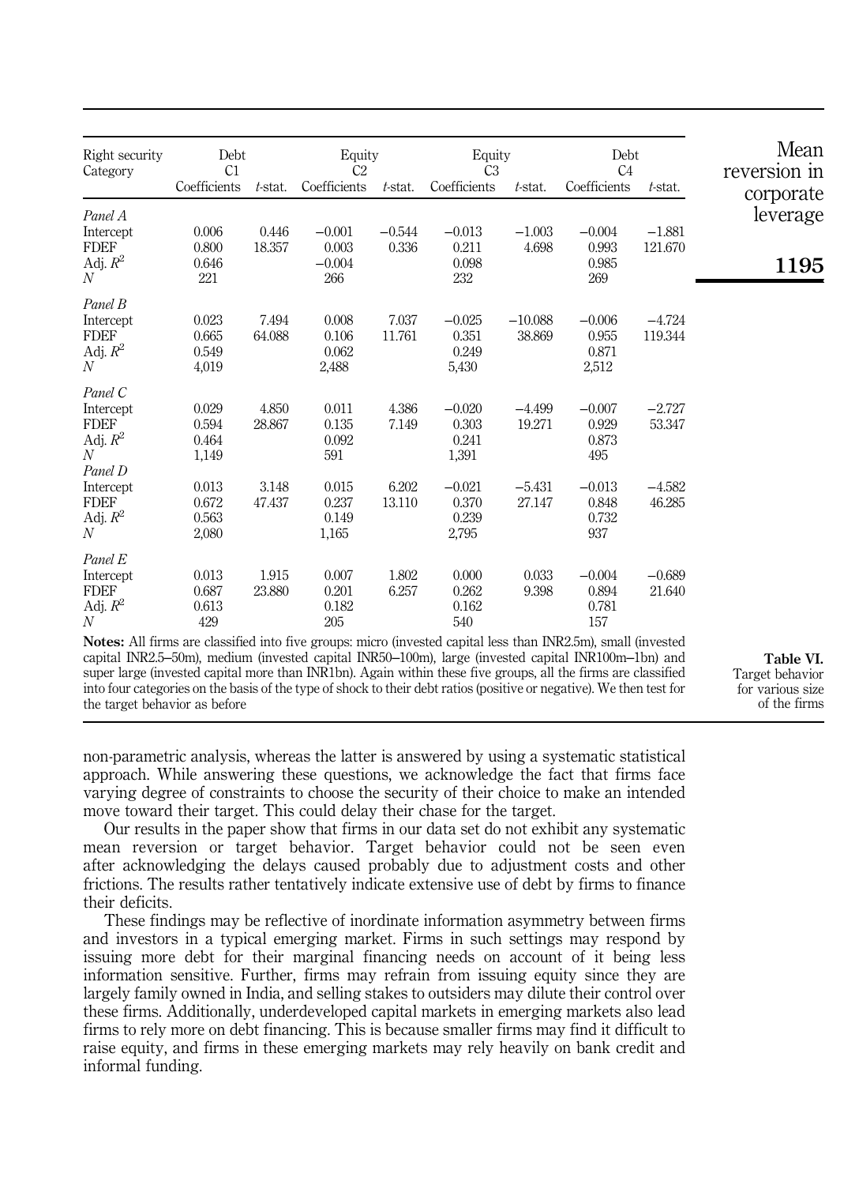**Table VI.** Target behavior for various size of the firms

| Right security | Debt | | Equity | | Equity | | Debt | |
|---|---|---|---|---|---|---|---|---|
| Category | C1 | | C2 | | C3 | | C4 | |
| | Coefficients | *t*-stat. | Coefficients | *t*-stat. | Coefficients | *t*-stat. | Coefficients | *t*-stat. |
| *Panel A* | | | | | | | | |
| Intercept | 0.006 | 0.446 | −0.001 | −0.544 | −0.013 | −1.003 | −0.004 | −1.881 |
| FDEF | 0.800 | 18.357 | 0.003 | 0.336 | 0.211 | 4.698 | 0.993 | 121.670 |
| Adj. $R^2$ | 0.646 | | −0.004 | | 0.098 | | 0.985 | |
| *N* | 221 | | 266 | | 232 | | 269 | |
| *Panel B* | | | | | | | | |
| Intercept | 0.023 | 7.494 | 0.008 | 7.037 | −0.025 | −10.088 | −0.006 | −4.724 |
| FDEF | 0.665 | 64.088 | 0.106 | 11.761 | 0.351 | 38.869 | 0.955 | 119.344 |
| Adj. $R^2$ | 0.549 | | 0.062 | | 0.249 | | 0.871 | |
| *N* | 4,019 | | 2,488 | | 5,430 | | 2,512 | |
| *Panel C* | | | | | | | | |
| Intercept | 0.029 | 4.850 | 0.011 | 4.386 | −0.020 | −4.499 | −0.007 | −2.727 |
| FDEF | 0.594 | 28.867 | 0.135 | 7.149 | 0.303 | 19.271 | 0.929 | 53.347 |
| Adj. $R^2$ | 0.464 | | 0.092 | | 0.241 | | 0.873 | |
| *N* | 1,149 | | 591 | | 1,391 | | 495 | |
| *Panel D* | | | | | | | | |
| Intercept | 0.013 | 3.148 | 0.015 | 6.202 | −0.021 | −5.431 | −0.013 | −4.582 |
| FDEF | 0.672 | 47.437 | 0.237 | 13.110 | 0.370 | 27.147 | 0.848 | 46.285 |
| Adj. $R^2$ | 0.563 | | 0.149 | | 0.239 | | 0.732 | |
| *N* | 2,080 | | 1,165 | | 2,795 | | 937 | |
| *Panel E* | | | | | | | | |
| Intercept | 0.013 | 1.915 | 0.007 | 1.802 | 0.000 | 0.033 | −0.004 | −0.689 |
| FDEF | 0.687 | 23.880 | 0.201 | 6.257 | 0.262 | 9.398 | 0.894 | 21.640 |
| Adj. $R^2$ | 0.613 | | 0.182 | | 0.162 | | 0.781 | |
| *N* | 429 | | 205 | | 540 | | 157 | |

**Notes:** All firms are classified into five groups: micro (invested capital less than INR2.5m), small (invested capital INR2.5–50m), medium (invested capital INR50–100m), large (invested capital INR100m–1bn) and super large (invested capital more than INR1bn). Again within these five groups, all the firms are classified into four categories on the basis of the type of shock to their debt ratios (positive or negative). We then test for the target behavior as before

non-parametric analysis, whereas the latter is answered by using a systematic statistical approach. While answering these questions, we acknowledge the fact that firms face varying degree of constraints to choose the security of their choice to make an intended move toward their target. This could delay their chase for the target.

Our results in the paper show that firms in our data set do not exhibit any systematic mean reversion or target behavior. Target behavior could not be seen even after acknowledging the delays caused probably due to adjustment costs and other frictions. The results rather tentatively indicate extensive use of debt by firms to finance their deficits.

These findings may be reflective of inordinate information asymmetry between firms and investors in a typical emerging market. Firms in such settings may respond by issuing more debt for their marginal financing needs on account of it being less information sensitive. Further, firms may refrain from issuing equity since they are largely family owned in India, and selling stakes to outsiders may dilute their control over these firms. Additionally, underdeveloped capital markets in emerging markets also lead firms to rely more on debt financing. This is because smaller firms may find it difficult to raise equity, and firms in these emerging markets may rely heavily on bank credit and informal funding.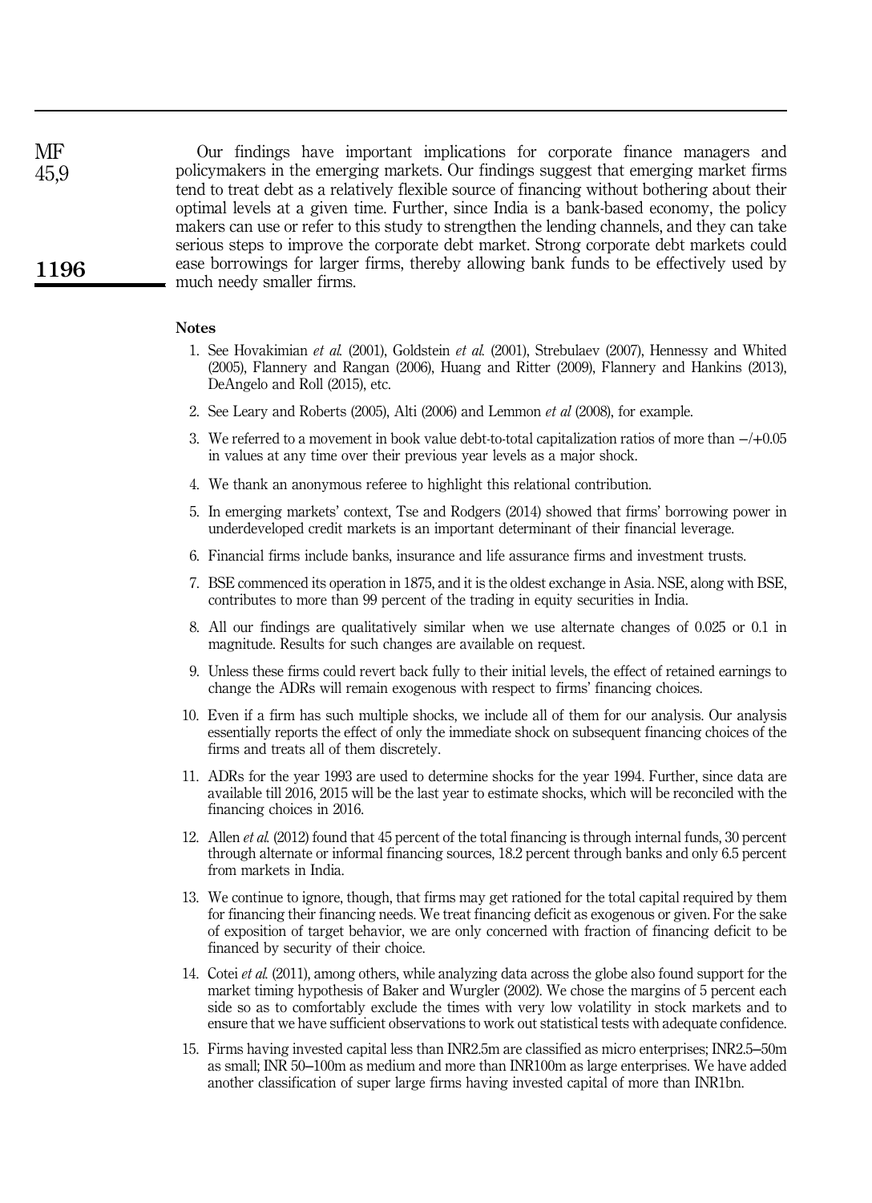Our findings have important implications for corporate finance managers and policymakers in the emerging markets. Our findings suggest that emerging market firms tend to treat debt as a relatively flexible source of financing without bothering about their optimal levels at a given time. Further, since India is a bank-based economy, the policy makers can use or refer to this study to strengthen the lending channels, and they can take serious steps to improve the corporate debt market. Strong corporate debt markets could ease borrowings for larger firms, thereby allowing bank funds to be effectively used by much needy smaller firms.

#### Notes

1. See Hovakimian *et al.* (2001), Goldstein *et al.* (2001), Strebulaev (2007), Hennessy and Whited (2005), Flannery and Rangan (2006), Huang and Ritter (2009), Flannery and Hankins (2013), DeAngelo and Roll (2015), etc.
2. See Leary and Roberts (2005), Alti (2006) and Lemmon *et al* (2008), for example.
3. We referred to a movement in book value debt-to-total capitalization ratios of more than −/+0.05 in values at any time over their previous year levels as a major shock.
4. We thank an anonymous referee to highlight this relational contribution.
5. In emerging markets' context, Tse and Rodgers (2014) showed that firms' borrowing power in underdeveloped credit markets is an important determinant of their financial leverage.
6. Financial firms include banks, insurance and life assurance firms and investment trusts.
7. BSE commenced its operation in 1875, and it is the oldest exchange in Asia. NSE, along with BSE, contributes to more than 99 percent of the trading in equity securities in India.
8. All our findings are qualitatively similar when we use alternate changes of 0.025 or 0.1 in magnitude. Results for such changes are available on request.
9. Unless these firms could revert back fully to their initial levels, the effect of retained earnings to change the ADRs will remain exogenous with respect to firms' financing choices.
10. Even if a firm has such multiple shocks, we include all of them for our analysis. Our analysis essentially reports the effect of only the immediate shock on subsequent financing choices of the firms and treats all of them discretely.
11. ADRs for the year 1993 are used to determine shocks for the year 1994. Further, since data are available till 2016, 2015 will be the last year to estimate shocks, which will be reconciled with the financing choices in 2016.
12. Allen *et al.* (2012) found that 45 percent of the total financing is through internal funds, 30 percent through alternate or informal financing sources, 18.2 percent through banks and only 6.5 percent from markets in India.
13. We continue to ignore, though, that firms may get rationed for the total capital required by them for financing their financing needs. We treat financing deficit as exogenous or given. For the sake of exposition of target behavior, we are only concerned with fraction of financing deficit to be financed by security of their choice.
14. Cotei *et al.* (2011), among others, while analyzing data across the globe also found support for the market timing hypothesis of Baker and Wurgler (2002). We chose the margins of 5 percent each side so as to comfortably exclude the times with very low volatility in stock markets and to ensure that we have sufficient observations to work out statistical tests with adequate confidence.
15. Firms having invested capital less than INR2.5m are classified as micro enterprises; INR2.5–50m as small; INR 50–100m as medium and more than INR100m as large enterprises. We have added another classification of super large firms having invested capital of more than INR1bn.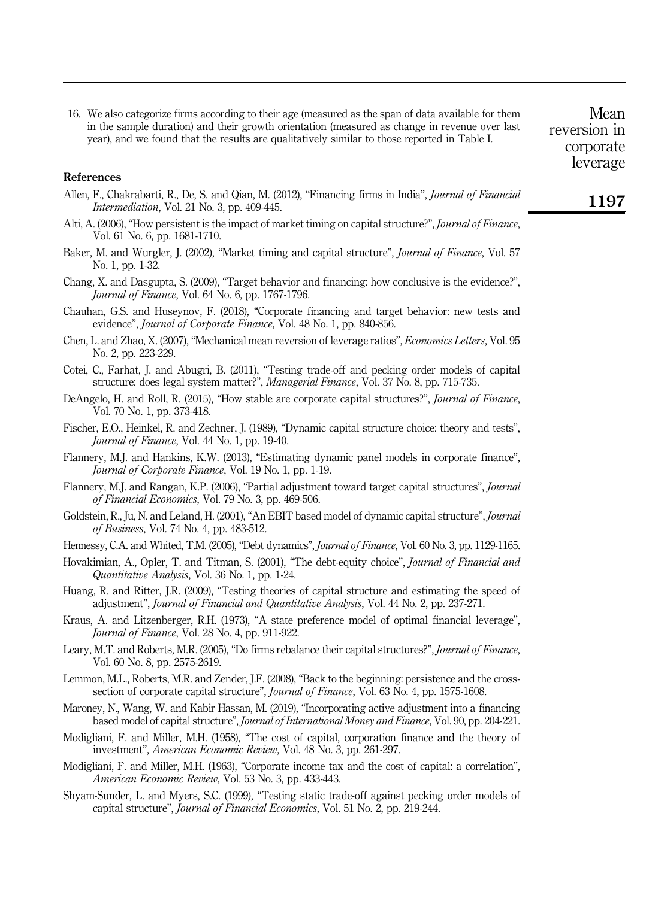16. We also categorize firms according to their age (measured as the span of data available for them in the sample duration) and their growth orientation (measured as change in revenue over last year), and we found that the results are qualitatively similar to those reported in Table I.

## References

Allen, F., Chakrabarti, R., De, S. and Qian, M. (2012), "Financing firms in India", *Journal of Financial Intermediation*, Vol. 21 No. 3, pp. 409-445.

Alti, A. (2006), "How persistent is the impact of market timing on capital structure?", *Journal of Finance*, Vol. 61 No. 6, pp. 1681-1710.

Baker, M. and Wurgler, J. (2002), "Market timing and capital structure", *Journal of Finance*, Vol. 57 No. 1, pp. 1-32.

Chang, X. and Dasgupta, S. (2009), "Target behavior and financing: how conclusive is the evidence?", *Journal of Finance*, Vol. 64 No. 6, pp. 1767-1796.

Chauhan, G.S. and Huseynov, F. (2018), "Corporate financing and target behavior: new tests and evidence", *Journal of Corporate Finance*, Vol. 48 No. 1, pp. 840-856.

Chen, L. and Zhao, X. (2007), "Mechanical mean reversion of leverage ratios", *Economics Letters*, Vol. 95 No. 2, pp. 223-229.

Cotei, C., Farhat, J. and Abugri, B. (2011), "Testing trade-off and pecking order models of capital structure: does legal system matter?", *Managerial Finance*, Vol. 37 No. 8, pp. 715-735.

DeAngelo, H. and Roll, R. (2015), "How stable are corporate capital structures?", *Journal of Finance*, Vol. 70 No. 1, pp. 373-418.

Fischer, E.O., Heinkel, R. and Zechner, J. (1989), "Dynamic capital structure choice: theory and tests", *Journal of Finance*, Vol. 44 No. 1, pp. 19-40.

Flannery, M.J. and Hankins, K.W. (2013), "Estimating dynamic panel models in corporate finance", *Journal of Corporate Finance*, Vol. 19 No. 1, pp. 1-19.

Flannery, M.J. and Rangan, K.P. (2006), "Partial adjustment toward target capital structures", *Journal of Financial Economics*, Vol. 79 No. 3, pp. 469-506.

Goldstein, R., Ju, N. and Leland, H. (2001), "An EBIT based model of dynamic capital structure", *Journal of Business*, Vol. 74 No. 4, pp. 483-512.

Hennessy, C.A. and Whited, T.M. (2005), "Debt dynamics", *Journal of Finance*, Vol. 60 No. 3, pp. 1129-1165.

Hovakimian, A., Opler, T. and Titman, S. (2001), "The debt-equity choice", *Journal of Financial and Quantitative Analysis*, Vol. 36 No. 1, pp. 1-24.

Huang, R. and Ritter, J.R. (2009), "Testing theories of capital structure and estimating the speed of adjustment", *Journal of Financial and Quantitative Analysis*, Vol. 44 No. 2, pp. 237-271.

Kraus, A. and Litzenberger, R.H. (1973), "A state preference model of optimal financial leverage", *Journal of Finance*, Vol. 28 No. 4, pp. 911-922.

Leary, M.T. and Roberts, M.R. (2005), "Do firms rebalance their capital structures?", *Journal of Finance*, Vol. 60 No. 8, pp. 2575-2619.

Lemmon, M.L., Roberts, M.R. and Zender, J.F. (2008), "Back to the beginning: persistence and the cross-section of corporate capital structure", *Journal of Finance*, Vol. 63 No. 4, pp. 1575-1608.

Maroney, N., Wang, W. and Kabir Hassan, M. (2019), "Incorporating active adjustment into a financing based model of capital structure", *Journal of International Money and Finance*, Vol. 90, pp. 204-221.

Modigliani, F. and Miller, M.H. (1958), "The cost of capital, corporation finance and the theory of investment", *American Economic Review*, Vol. 48 No. 3, pp. 261-297.

Modigliani, F. and Miller, M.H. (1963), "Corporate income tax and the cost of capital: a correlation", *American Economic Review*, Vol. 53 No. 3, pp. 433-443.

Shyam-Sunder, L. and Myers, S.C. (1999), "Testing static trade-off against pecking order models of capital structure", *Journal of Financial Economics*, Vol. 51 No. 2, pp. 219-244.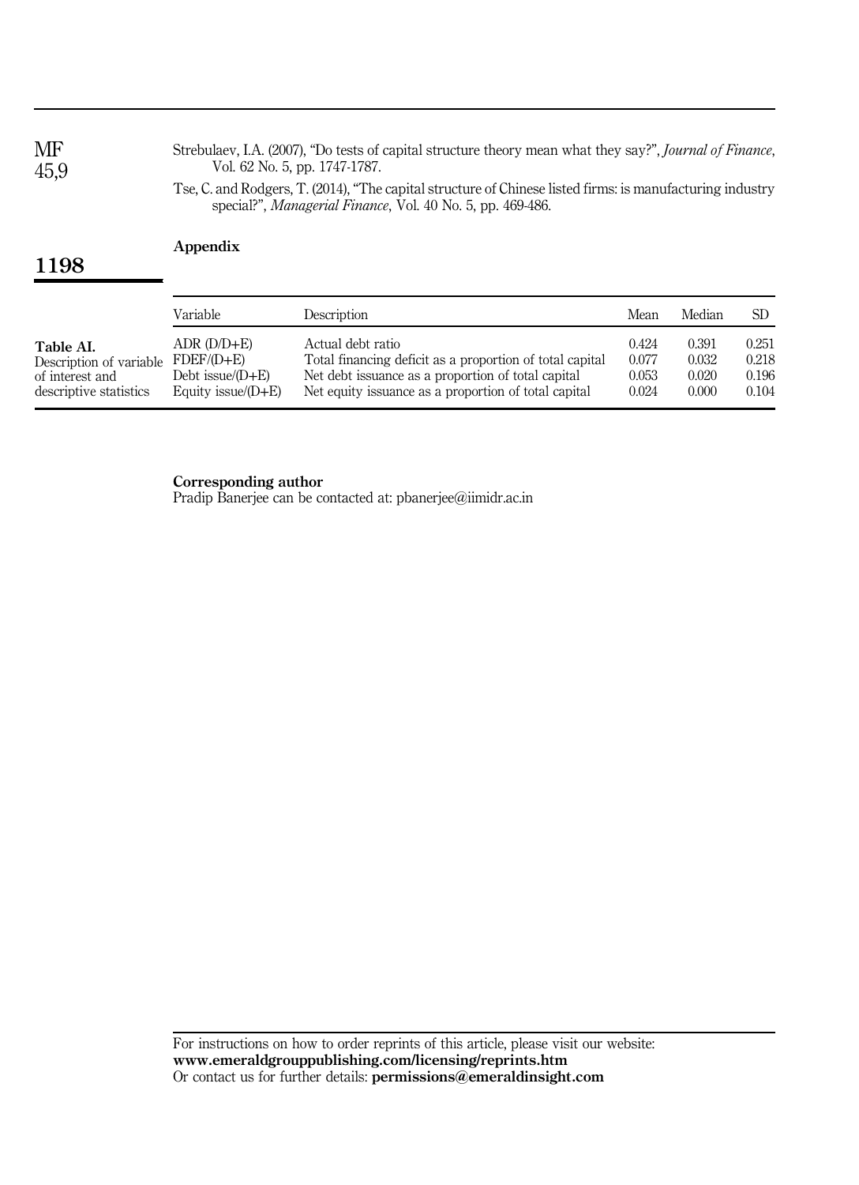Strebulaev, I.A. (2007), "Do tests of capital structure theory mean what they say?", *Journal of Finance*, Vol. 62 No. 5, pp. 1747-1787.

Tse, C. and Rodgers, T. (2014), "The capital structure of Chinese listed firms: is manufacturing industry special?", *Managerial Finance*, Vol. 40 No. 5, pp. 469-486.

## Appendix

**Table AI.** Description of variable of interest and descriptive statistics

| Variable | Description | Mean | Median | SD |
|---|---|---|---|---|
| ADR (D/D+E) | Actual debt ratio | 0.424 | 0.391 | 0.251 |
| FDEF/(D+E) | Total financing deficit as a proportion of total capital | 0.077 | 0.032 | 0.218 |
| Debt issue/(D+E) | Net debt issuance as a proportion of total capital | 0.053 | 0.020 | 0.196 |
| Equity issue/(D+E) | Net equity issuance as a proportion of total capital | 0.024 | 0.000 | 0.104 |

**Corresponding author**
Pradip Banerjee can be contacted at: pbanerjee@iimidr.ac.in

For instructions on how to order reprints of this article, please visit our website:
**www.emeraldgrouppublishing.com/licensing/reprints.htm**
Or contact us for further details: **permissions@emeraldinsight.com**